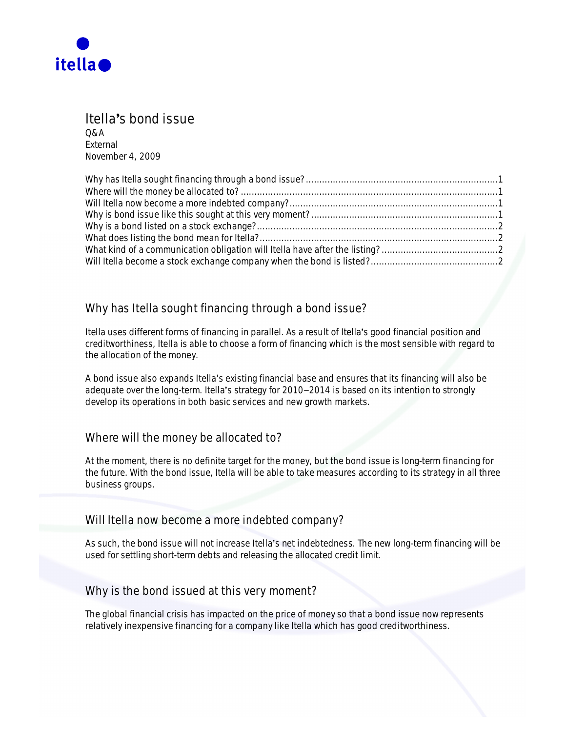itella

# Itella's bond issue

Q&A
External
November 4, 2009

Why has Itella sought financing through a bond issue?........................................................................1
Where will the money be allocated to? ...............................................................................................1
Will Itella now become a more indebted company?.............................................................................1
Why is bond issue like this sought at this very moment? ......................................................................1
Why is a bond listed on a stock exchange?..........................................................................................2
What does listing the bond mean for Itella?.........................................................................................2
What kind of a communication obligation will Itella have after the listing? ...........................................2
Will Itella become a stock exchange company when the bond is listed?...............................................2

## Why has Itella sought financing through a bond issue?

Itella uses different forms of financing in parallel. As a result of Itella's good financial position and creditworthiness, Itella is able to choose a form of financing which is the most sensible with regard to the allocation of the money.

A bond issue also expands Itella's existing financial base and ensures that its financing will also be adequate over the long-term. Itella's strategy for 2010–2014 is based on its intention to strongly develop its operations in both basic services and new growth markets.

## Where will the money be allocated to?

At the moment, there is no definite target for the money, but the bond issue is long-term financing for the future. With the bond issue, Itella will be able to take measures according to its strategy in all three business groups.

## Will Itella now become a more indebted company?

As such, the bond issue will not increase Itella's net indebtedness. The new long-term financing will be used for settling short-term debts and releasing the allocated credit limit.

## Why is the bond issued at this very moment?

The global financial crisis has impacted on the price of money so that a bond issue now represents relatively inexpensive financing for a company like Itella which has good creditworthiness.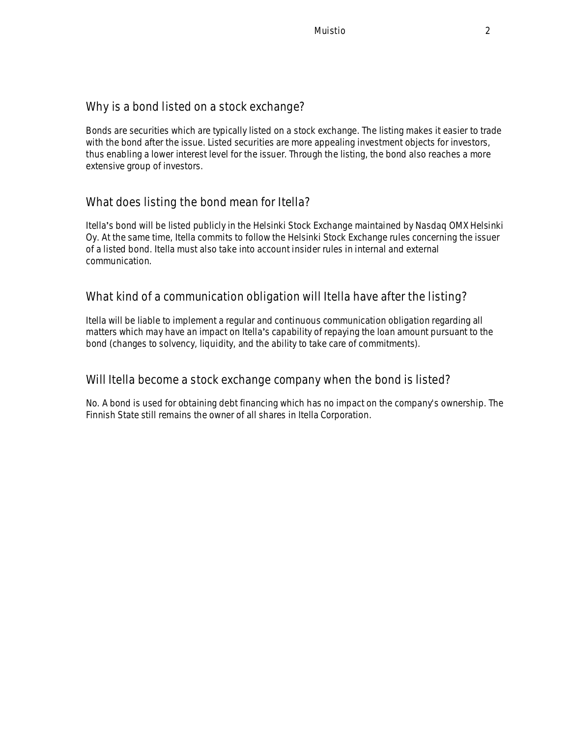## Why is a bond listed on a stock exchange?

Bonds are securities which are typically listed on a stock exchange. The listing makes it easier to trade with the bond after the issue. Listed securities are more appealing investment objects for investors, thus enabling a lower interest level for the issuer. Through the listing, the bond also reaches a more extensive group of investors.

## What does listing the bond mean for Itella?

Itella's bond will be listed publicly in the Helsinki Stock Exchange maintained by Nasdaq OMX Helsinki Oy. At the same time, Itella commits to follow the Helsinki Stock Exchange rules concerning the issuer of a listed bond. Itella must also take into account insider rules in internal and external communication.

## What kind of a communication obligation will Itella have after the listing?

Itella will be liable to implement a regular and continuous communication obligation regarding all matters which may have an impact on Itella's capability of repaying the loan amount pursuant to the bond (changes to solvency, liquidity, and the ability to take care of commitments).

## Will Itella become a stock exchange company when the bond is listed?

No. A bond is used for obtaining debt financing which has no impact on the company's ownership. The Finnish State still remains the owner of all shares in Itella Corporation.